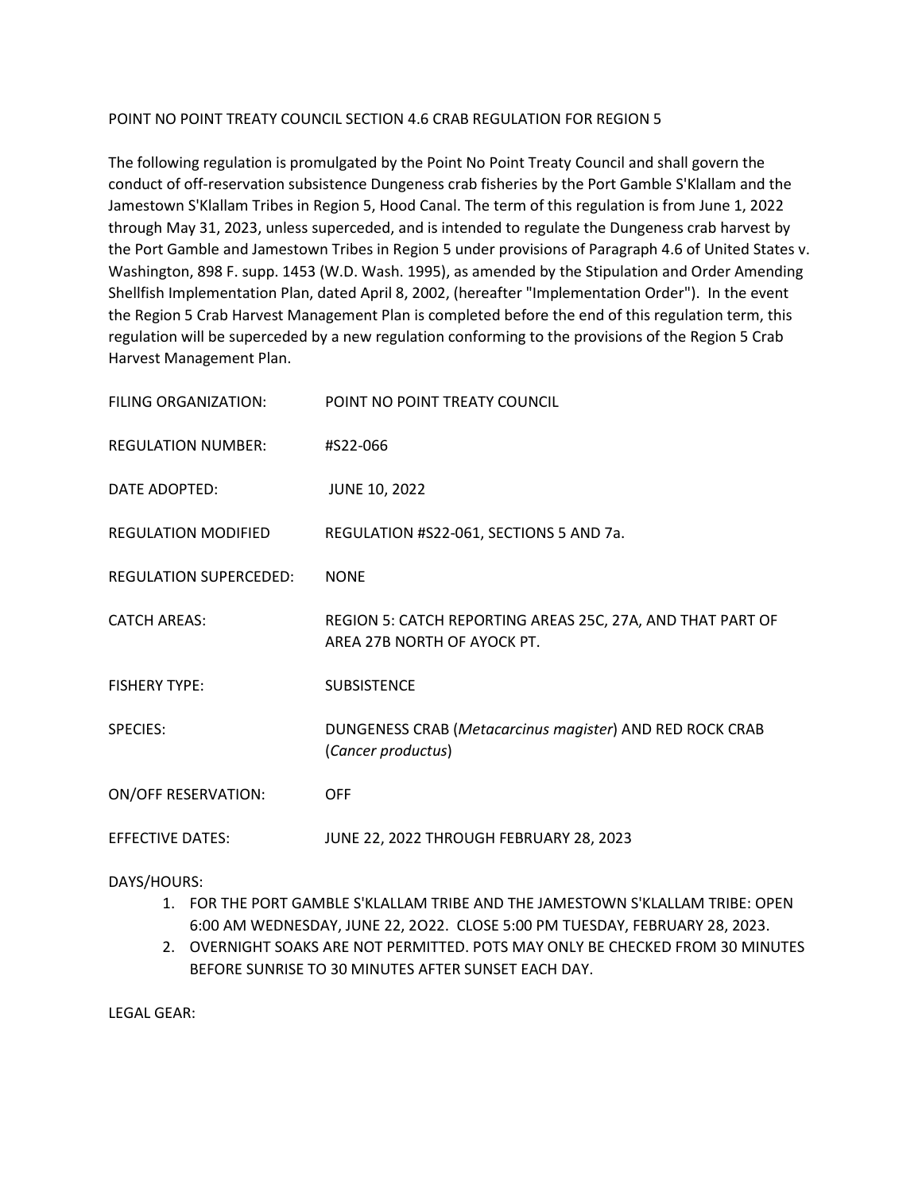# POINT NO POINT TREATY COUNCIL SECTION 4.6 CRAB REGULATION FOR REGION 5

The following regulation is promulgated by the Point No Point Treaty Council and shall govern the conduct of off-reservation subsistence Dungeness crab fisheries by the Port Gamble S'Klallam and the Jamestown S'Klallam Tribes in Region 5, Hood Canal. The term of this regulation is from June 1, 2022 through May 31, 2023, unless superceded, and is intended to regulate the Dungeness crab harvest by the Port Gamble and Jamestown Tribes in Region 5 under provisions of Paragraph 4.6 of United States v. Washington, 898 F. supp. 1453 (W.D. Wash. 1995), as amended by the Stipulation and Order Amending Shellfish Implementation Plan, dated April 8, 2002, (hereafter "Implementation Order"). In the event the Region 5 Crab Harvest Management Plan is completed before the end of this regulation term, this regulation will be superceded by a new regulation conforming to the provisions of the Region 5 Crab Harvest Management Plan.

FILING ORGANIZATION: POINT NO POINT TREATY COUNCIL

REGULATION NUMBER: #S22-066

DATE ADOPTED: JUNE 10, 2022

REGULATION MODIFIED: REGULATION #S22-061, SECTIONS 5 AND 7a.

REGULATION SUPERCEDED: NONE

CATCH AREAS: REGION 5: CATCH REPORTING AREAS 25C, 27A, AND THAT PART OF AREA 27B NORTH OF AYOCK PT.

FISHERY TYPE: SUBSISTENCE

SPECIES: DUNGENESS CRAB (*Metacarcinus magister*) AND RED ROCK CRAB (*Cancer productus*)

ON/OFF RESERVATION: OFF

EFFECTIVE DATES: JUNE 22, 2022 THROUGH FEBRUARY 28, 2023

DAYS/HOURS:

1. FOR THE PORT GAMBLE S'KLALLAM TRIBE AND THE JAMESTOWN S'KLALLAM TRIBE: OPEN 6:00 AM WEDNESDAY, JUNE 22, 2O22. CLOSE 5:00 PM TUESDAY, FEBRUARY 28, 2023.
2. OVERNIGHT SOAKS ARE NOT PERMITTED. POTS MAY ONLY BE CHECKED FROM 30 MINUTES BEFORE SUNRISE TO 30 MINUTES AFTER SUNSET EACH DAY.

LEGAL GEAR: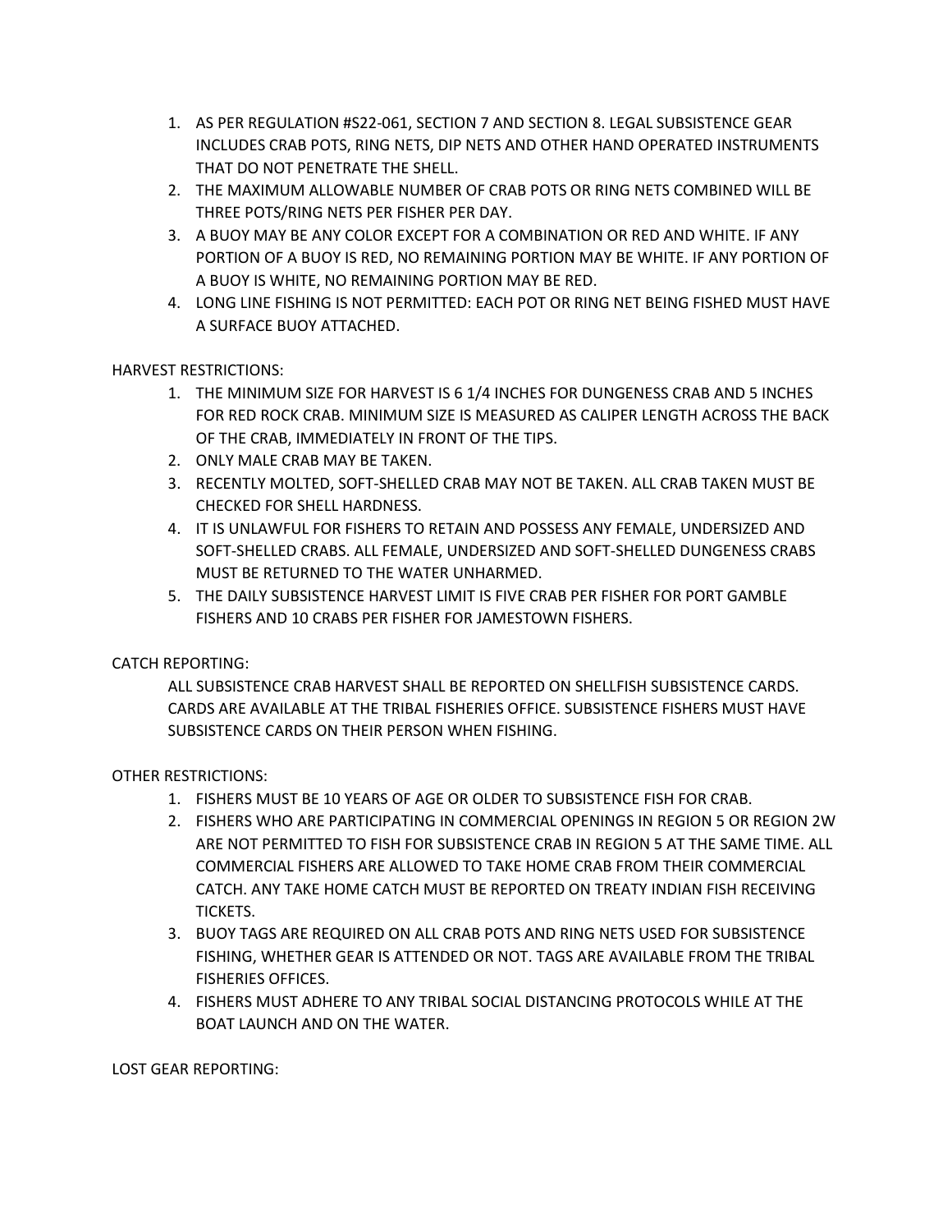1. AS PER REGULATION #S22-061, SECTION 7 AND SECTION 8. LEGAL SUBSISTENCE GEAR INCLUDES CRAB POTS, RING NETS, DIP NETS AND OTHER HAND OPERATED INSTRUMENTS THAT DO NOT PENETRATE THE SHELL.
2. THE MAXIMUM ALLOWABLE NUMBER OF CRAB POTS OR RING NETS COMBINED WILL BE THREE POTS/RING NETS PER FISHER PER DAY.
3. A BUOY MAY BE ANY COLOR EXCEPT FOR A COMBINATION OR RED AND WHITE. IF ANY PORTION OF A BUOY IS RED, NO REMAINING PORTION MAY BE WHITE. IF ANY PORTION OF A BUOY IS WHITE, NO REMAINING PORTION MAY BE RED.
4. LONG LINE FISHING IS NOT PERMITTED: EACH POT OR RING NET BEING FISHED MUST HAVE A SURFACE BUOY ATTACHED.

HARVEST RESTRICTIONS:

1. THE MINIMUM SIZE FOR HARVEST IS 6 1/4 INCHES FOR DUNGENESS CRAB AND 5 INCHES FOR RED ROCK CRAB. MINIMUM SIZE IS MEASURED AS CALIPER LENGTH ACROSS THE BACK OF THE CRAB, IMMEDIATELY IN FRONT OF THE TIPS.
2. ONLY MALE CRAB MAY BE TAKEN.
3. RECENTLY MOLTED, SOFT-SHELLED CRAB MAY NOT BE TAKEN. ALL CRAB TAKEN MUST BE CHECKED FOR SHELL HARDNESS.
4. IT IS UNLAWFUL FOR FISHERS TO RETAIN AND POSSESS ANY FEMALE, UNDERSIZED AND SOFT-SHELLED CRABS. ALL FEMALE, UNDERSIZED AND SOFT-SHELLED DUNGENESS CRABS MUST BE RETURNED TO THE WATER UNHARMED.
5. THE DAILY SUBSISTENCE HARVEST LIMIT IS FIVE CRAB PER FISHER FOR PORT GAMBLE FISHERS AND 10 CRABS PER FISHER FOR JAMESTOWN FISHERS.

CATCH REPORTING:

ALL SUBSISTENCE CRAB HARVEST SHALL BE REPORTED ON SHELLFISH SUBSISTENCE CARDS. CARDS ARE AVAILABLE AT THE TRIBAL FISHERIES OFFICE. SUBSISTENCE FISHERS MUST HAVE SUBSISTENCE CARDS ON THEIR PERSON WHEN FISHING.

OTHER RESTRICTIONS:

1. FISHERS MUST BE 10 YEARS OF AGE OR OLDER TO SUBSISTENCE FISH FOR CRAB.
2. FISHERS WHO ARE PARTICIPATING IN COMMERCIAL OPENINGS IN REGION 5 OR REGION 2W ARE NOT PERMITTED TO FISH FOR SUBSISTENCE CRAB IN REGION 5 AT THE SAME TIME. ALL COMMERCIAL FISHERS ARE ALLOWED TO TAKE HOME CRAB FROM THEIR COMMERCIAL CATCH. ANY TAKE HOME CATCH MUST BE REPORTED ON TREATY INDIAN FISH RECEIVING TICKETS.
3. BUOY TAGS ARE REQUIRED ON ALL CRAB POTS AND RING NETS USED FOR SUBSISTENCE FISHING, WHETHER GEAR IS ATTENDED OR NOT. TAGS ARE AVAILABLE FROM THE TRIBAL FISHERIES OFFICES.
4. FISHERS MUST ADHERE TO ANY TRIBAL SOCIAL DISTANCING PROTOCOLS WHILE AT THE BOAT LAUNCH AND ON THE WATER.

LOST GEAR REPORTING: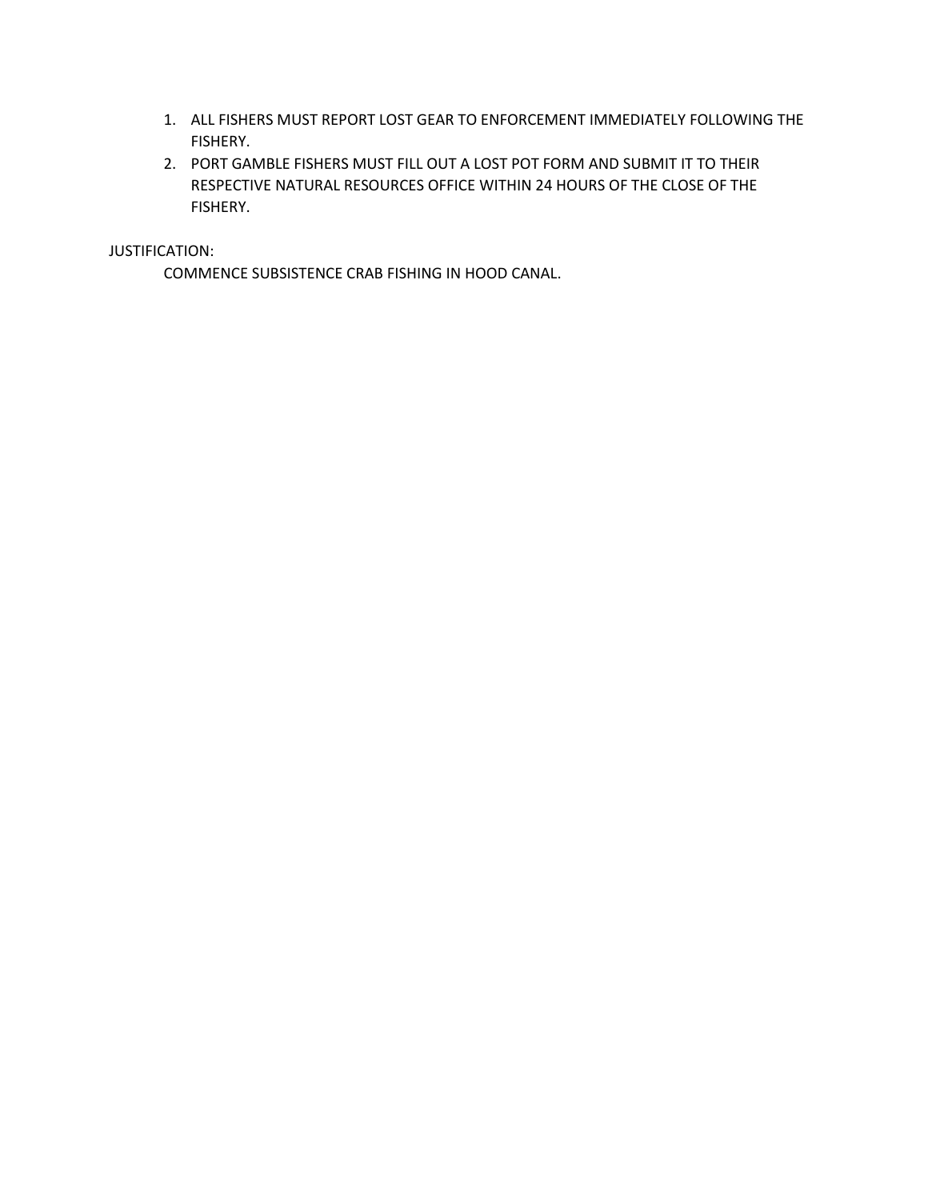1. ALL FISHERS MUST REPORT LOST GEAR TO ENFORCEMENT IMMEDIATELY FOLLOWING THE FISHERY.
2. PORT GAMBLE FISHERS MUST FILL OUT A LOST POT FORM AND SUBMIT IT TO THEIR RESPECTIVE NATURAL RESOURCES OFFICE WITHIN 24 HOURS OF THE CLOSE OF THE FISHERY.

JUSTIFICATION:

COMMENCE SUBSISTENCE CRAB FISHING IN HOOD CANAL.